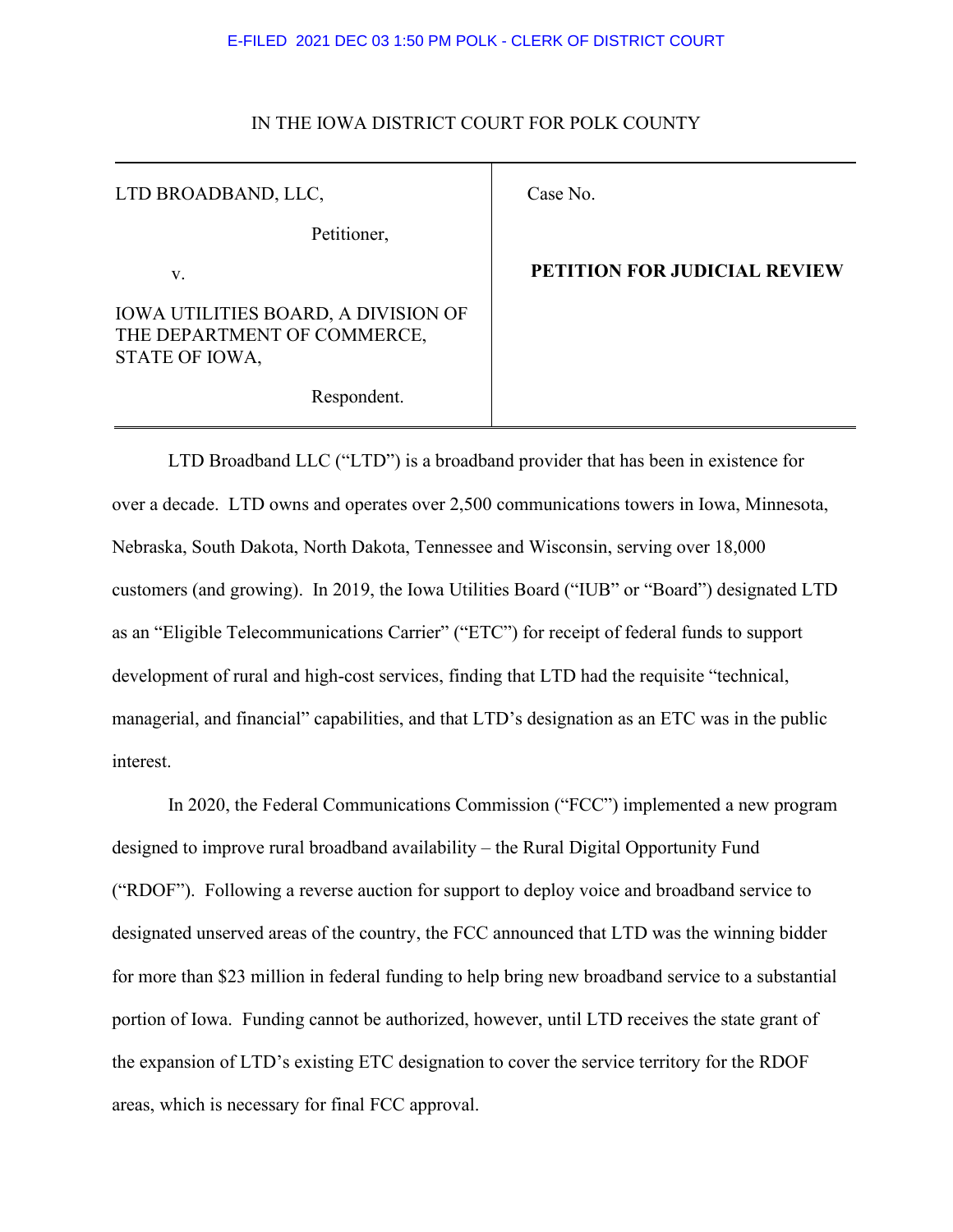E-FILED 2021 DEC 03 1:50 PM POLK - CLERK OF DISTRICT COURT

IN THE IOWA DISTRICT COURT FOR POLK COUNTY

| | |
|---|---|
| LTD BROADBAND, LLC,<br><br>Petitioner,<br><br>v.<br><br>IOWA UTILITIES BOARD, A DIVISION OF THE DEPARTMENT OF COMMERCE, STATE OF IOWA,<br><br>Respondent. | Case No.<br><br>**PETITION FOR JUDICIAL REVIEW** |

LTD Broadband LLC ("LTD") is a broadband provider that has been in existence for over a decade. LTD owns and operates over 2,500 communications towers in Iowa, Minnesota, Nebraska, South Dakota, North Dakota, Tennessee and Wisconsin, serving over 18,000 customers (and growing). In 2019, the Iowa Utilities Board ("IUB" or "Board") designated LTD as an "Eligible Telecommunications Carrier" ("ETC") for receipt of federal funds to support development of rural and high-cost services, finding that LTD had the requisite "technical, managerial, and financial" capabilities, and that LTD's designation as an ETC was in the public interest.

In 2020, the Federal Communications Commission ("FCC") implemented a new program designed to improve rural broadband availability – the Rural Digital Opportunity Fund ("RDOF"). Following a reverse auction for support to deploy voice and broadband service to designated unserved areas of the country, the FCC announced that LTD was the winning bidder for more than $23 million in federal funding to help bring new broadband service to a substantial portion of Iowa. Funding cannot be authorized, however, until LTD receives the state grant of the expansion of LTD's existing ETC designation to cover the service territory for the RDOF areas, which is necessary for final FCC approval.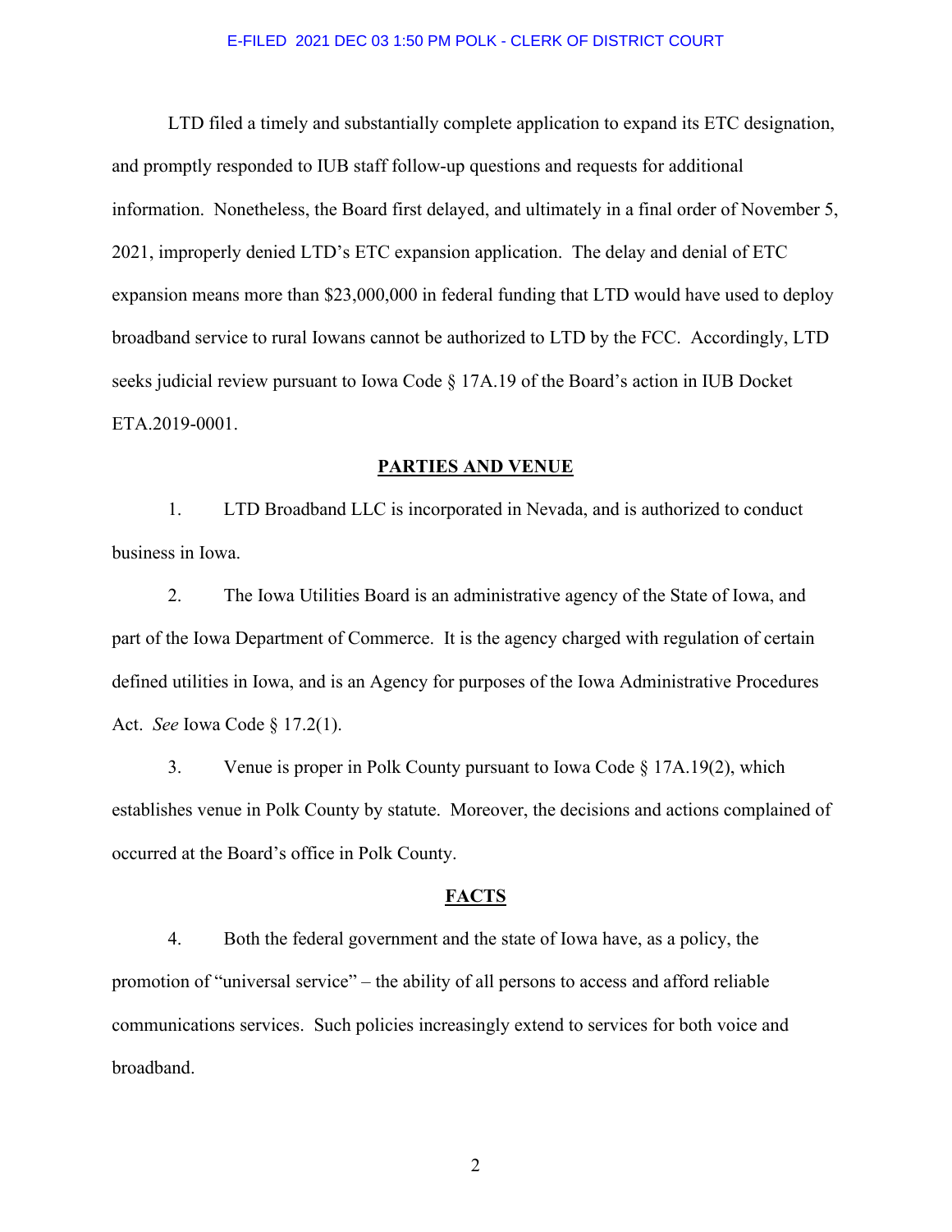LTD filed a timely and substantially complete application to expand its ETC designation, and promptly responded to IUB staff follow-up questions and requests for additional information. Nonetheless, the Board first delayed, and ultimately in a final order of November 5, 2021, improperly denied LTD's ETC expansion application. The delay and denial of ETC expansion means more than $23,000,000 in federal funding that LTD would have used to deploy broadband service to rural Iowans cannot be authorized to LTD by the FCC. Accordingly, LTD seeks judicial review pursuant to Iowa Code § 17A.19 of the Board's action in IUB Docket ETA.2019-0001.

## PARTIES AND VENUE

1. LTD Broadband LLC is incorporated in Nevada, and is authorized to conduct business in Iowa.

2. The Iowa Utilities Board is an administrative agency of the State of Iowa, and part of the Iowa Department of Commerce. It is the agency charged with regulation of certain defined utilities in Iowa, and is an Agency for purposes of the Iowa Administrative Procedures Act. *See* Iowa Code § 17.2(1).

3. Venue is proper in Polk County pursuant to Iowa Code § 17A.19(2), which establishes venue in Polk County by statute. Moreover, the decisions and actions complained of occurred at the Board's office in Polk County.

## FACTS

4. Both the federal government and the state of Iowa have, as a policy, the promotion of "universal service" – the ability of all persons to access and afford reliable communications services. Such policies increasingly extend to services for both voice and broadband.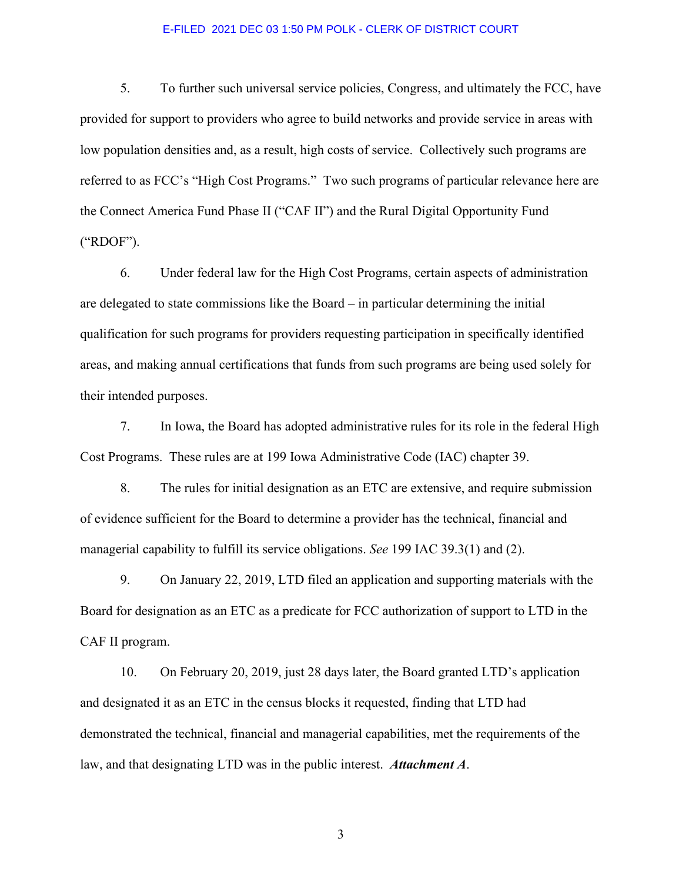5. To further such universal service policies, Congress, and ultimately the FCC, have provided for support to providers who agree to build networks and provide service in areas with low population densities and, as a result, high costs of service. Collectively such programs are referred to as FCC's "High Cost Programs." Two such programs of particular relevance here are the Connect America Fund Phase II ("CAF II") and the Rural Digital Opportunity Fund ("RDOF").

6. Under federal law for the High Cost Programs, certain aspects of administration are delegated to state commissions like the Board – in particular determining the initial qualification for such programs for providers requesting participation in specifically identified areas, and making annual certifications that funds from such programs are being used solely for their intended purposes.

7. In Iowa, the Board has adopted administrative rules for its role in the federal High Cost Programs. These rules are at 199 Iowa Administrative Code (IAC) chapter 39.

8. The rules for initial designation as an ETC are extensive, and require submission of evidence sufficient for the Board to determine a provider has the technical, financial and managerial capability to fulfill its service obligations. *See* 199 IAC 39.3(1) and (2).

9. On January 22, 2019, LTD filed an application and supporting materials with the Board for designation as an ETC as a predicate for FCC authorization of support to LTD in the CAF II program.

10. On February 20, 2019, just 28 days later, the Board granted LTD's application and designated it as an ETC in the census blocks it requested, finding that LTD had demonstrated the technical, financial and managerial capabilities, met the requirements of the law, and that designating LTD was in the public interest. ***Attachment A***.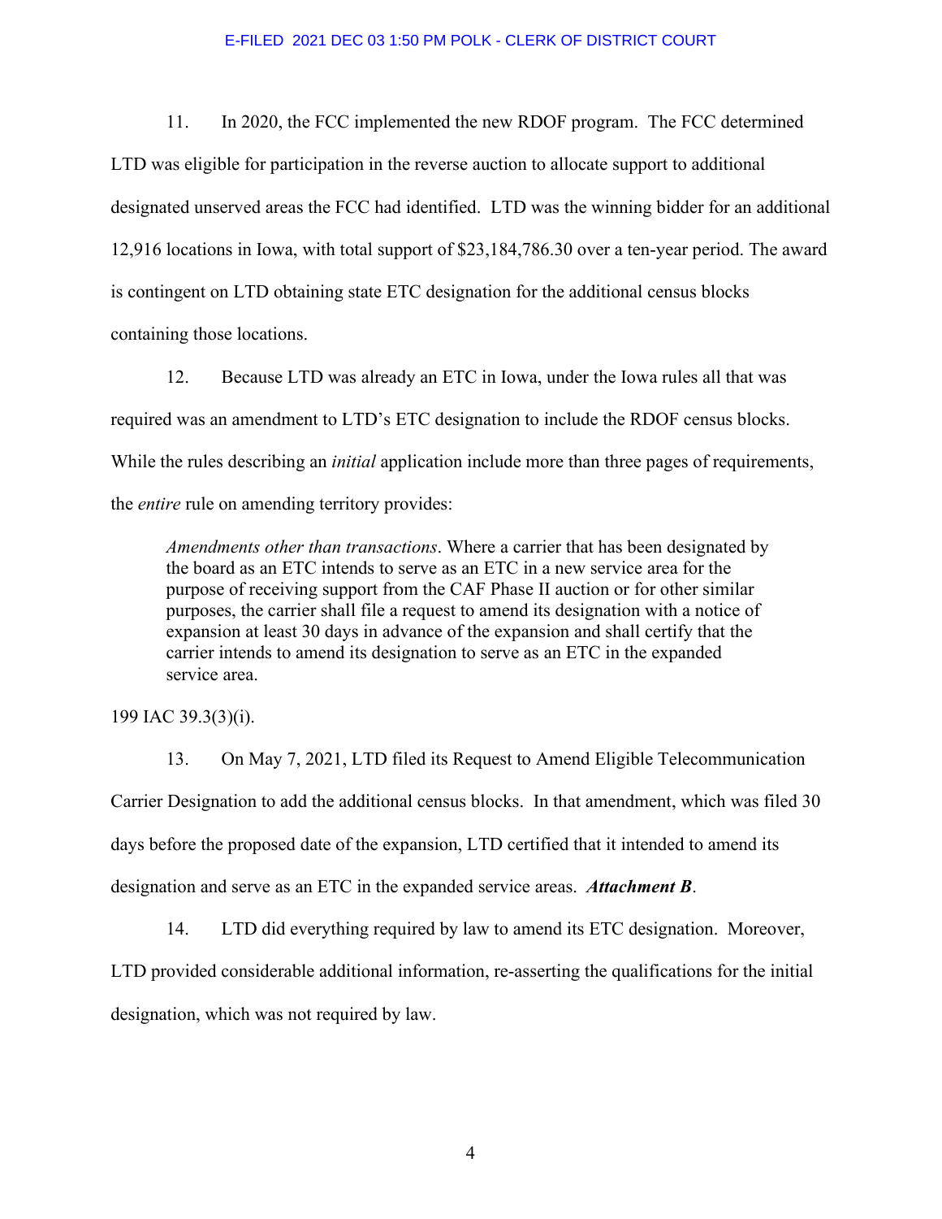11. In 2020, the FCC implemented the new RDOF program. The FCC determined LTD was eligible for participation in the reverse auction to allocate support to additional designated unserved areas the FCC had identified. LTD was the winning bidder for an additional 12,916 locations in Iowa, with total support of $23,184,786.30 over a ten-year period. The award is contingent on LTD obtaining state ETC designation for the additional census blocks containing those locations.

12. Because LTD was already an ETC in Iowa, under the Iowa rules all that was required was an amendment to LTD's ETC designation to include the RDOF census blocks. While the rules describing an *initial* application include more than three pages of requirements, the *entire* rule on amending territory provides:

> *Amendments other than transactions*. Where a carrier that has been designated by the board as an ETC intends to serve as an ETC in a new service area for the purpose of receiving support from the CAF Phase II auction or for other similar purposes, the carrier shall file a request to amend its designation with a notice of expansion at least 30 days in advance of the expansion and shall certify that the carrier intends to amend its designation to serve as an ETC in the expanded service area.

199 IAC 39.3(3)(i).

13. On May 7, 2021, LTD filed its Request to Amend Eligible Telecommunication Carrier Designation to add the additional census blocks. In that amendment, which was filed 30 days before the proposed date of the expansion, LTD certified that it intended to amend its designation and serve as an ETC in the expanded service areas. ***Attachment B***.

14. LTD did everything required by law to amend its ETC designation. Moreover, LTD provided considerable additional information, re-asserting the qualifications for the initial designation, which was not required by law.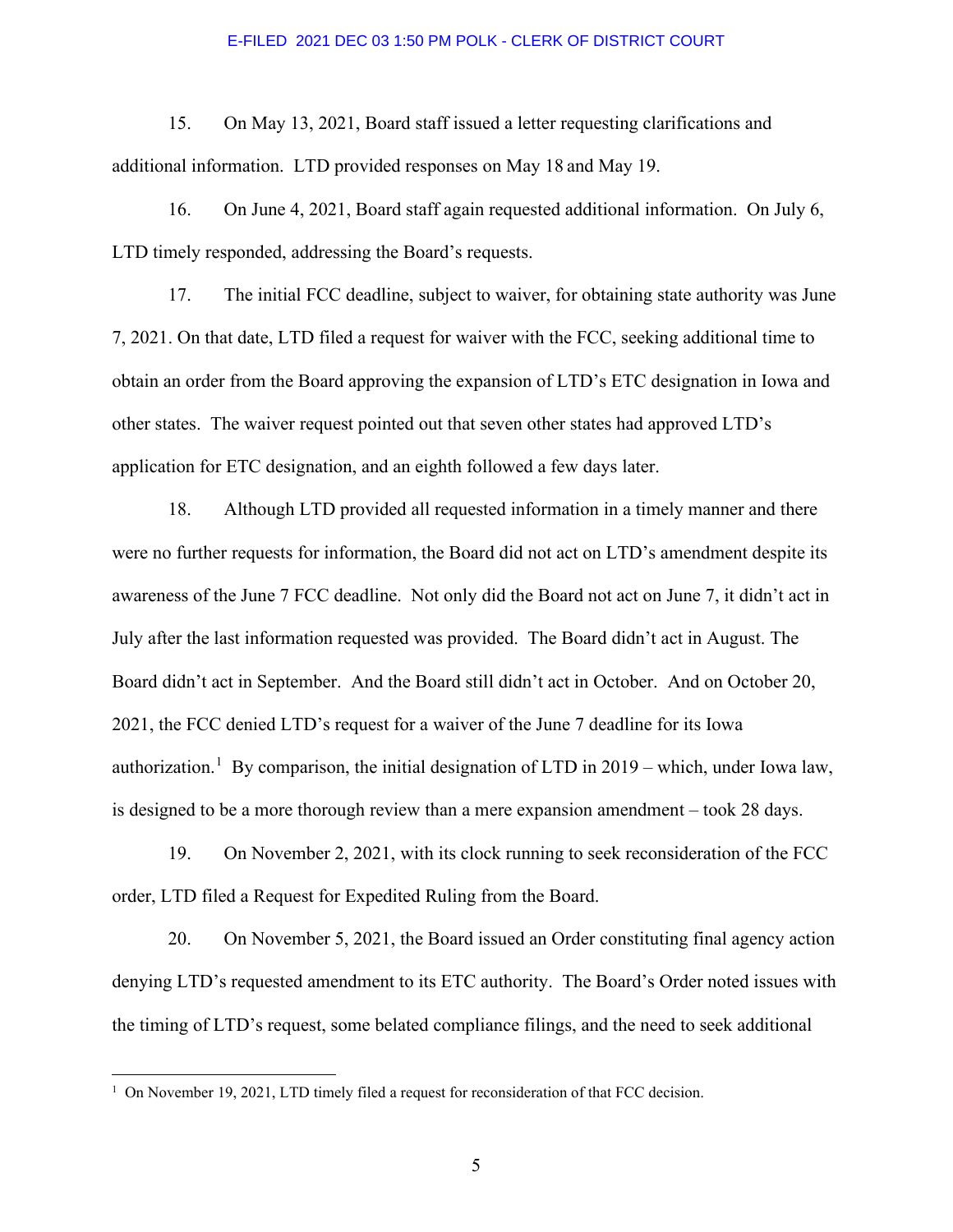15. On May 13, 2021, Board staff issued a letter requesting clarifications and additional information. LTD provided responses on May 18 and May 19.

16. On June 4, 2021, Board staff again requested additional information. On July 6, LTD timely responded, addressing the Board's requests.

17. The initial FCC deadline, subject to waiver, for obtaining state authority was June 7, 2021. On that date, LTD filed a request for waiver with the FCC, seeking additional time to obtain an order from the Board approving the expansion of LTD's ETC designation in Iowa and other states. The waiver request pointed out that seven other states had approved LTD's application for ETC designation, and an eighth followed a few days later.

18. Although LTD provided all requested information in a timely manner and there were no further requests for information, the Board did not act on LTD's amendment despite its awareness of the June 7 FCC deadline. Not only did the Board not act on June 7, it didn't act in July after the last information requested was provided. The Board didn't act in August. The Board didn't act in September. And the Board still didn't act in October. And on October 20, 2021, the FCC denied LTD's request for a waiver of the June 7 deadline for its Iowa authorization.[1] By comparison, the initial designation of LTD in 2019 – which, under Iowa law, is designed to be a more thorough review than a mere expansion amendment – took 28 days.

19. On November 2, 2021, with its clock running to seek reconsideration of the FCC order, LTD filed a Request for Expedited Ruling from the Board.

20. On November 5, 2021, the Board issued an Order constituting final agency action denying LTD's requested amendment to its ETC authority. The Board's Order noted issues with the timing of LTD's request, some belated compliance filings, and the need to seek additional

[1] On November 19, 2021, LTD timely filed a request for reconsideration of that FCC decision.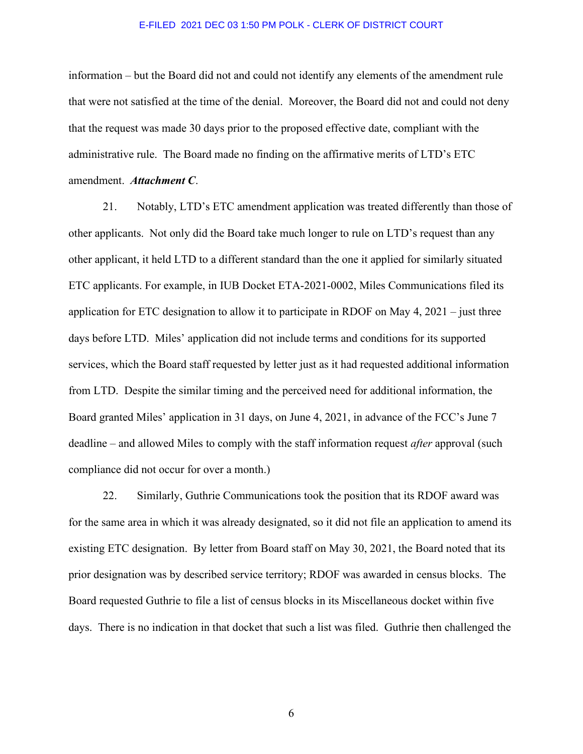information – but the Board did not and could not identify any elements of the amendment rule that were not satisfied at the time of the denial. Moreover, the Board did not and could not deny that the request was made 30 days prior to the proposed effective date, compliant with the administrative rule. The Board made no finding on the affirmative merits of LTD's ETC amendment. ***Attachment C***.

21. Notably, LTD's ETC amendment application was treated differently than those of other applicants. Not only did the Board take much longer to rule on LTD's request than any other applicant, it held LTD to a different standard than the one it applied for similarly situated ETC applicants. For example, in IUB Docket ETA-2021-0002, Miles Communications filed its application for ETC designation to allow it to participate in RDOF on May 4, 2021 – just three days before LTD. Miles' application did not include terms and conditions for its supported services, which the Board staff requested by letter just as it had requested additional information from LTD. Despite the similar timing and the perceived need for additional information, the Board granted Miles' application in 31 days, on June 4, 2021, in advance of the FCC's June 7 deadline – and allowed Miles to comply with the staff information request *after* approval (such compliance did not occur for over a month.)

22. Similarly, Guthrie Communications took the position that its RDOF award was for the same area in which it was already designated, so it did not file an application to amend its existing ETC designation. By letter from Board staff on May 30, 2021, the Board noted that its prior designation was by described service territory; RDOF was awarded in census blocks. The Board requested Guthrie to file a list of census blocks in its Miscellaneous docket within five days. There is no indication in that docket that such a list was filed. Guthrie then challenged the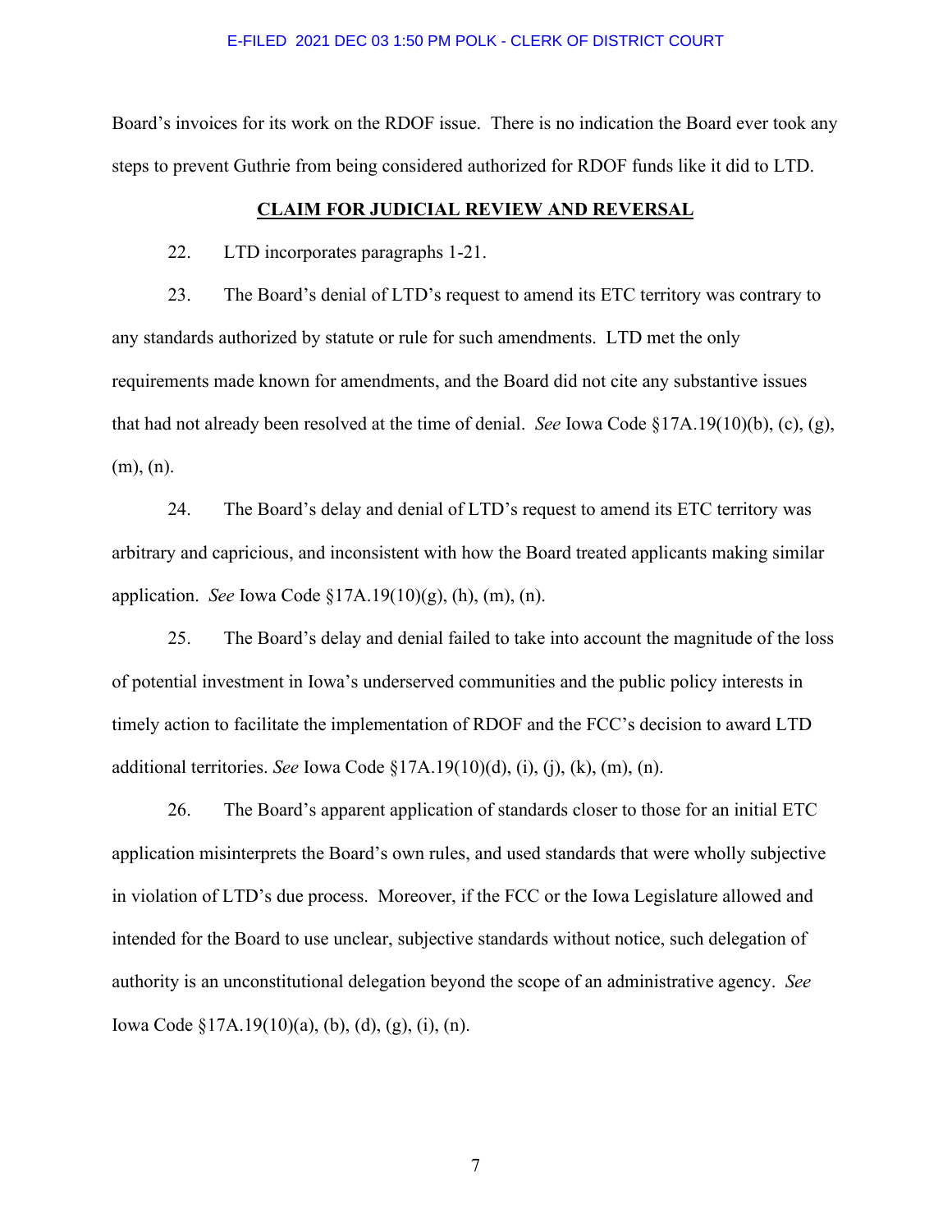Board's invoices for its work on the RDOF issue. There is no indication the Board ever took any steps to prevent Guthrie from being considered authorized for RDOF funds like it did to LTD.

## CLAIM FOR JUDICIAL REVIEW AND REVERSAL

22. LTD incorporates paragraphs 1-21.

23. The Board's denial of LTD's request to amend its ETC territory was contrary to any standards authorized by statute or rule for such amendments. LTD met the only requirements made known for amendments, and the Board did not cite any substantive issues that had not already been resolved at the time of denial. *See* Iowa Code §17A.19(10)(b), (c), (g), (m), (n).

24. The Board's delay and denial of LTD's request to amend its ETC territory was arbitrary and capricious, and inconsistent with how the Board treated applicants making similar application. *See* Iowa Code §17A.19(10)(g), (h), (m), (n).

25. The Board's delay and denial failed to take into account the magnitude of the loss of potential investment in Iowa's underserved communities and the public policy interests in timely action to facilitate the implementation of RDOF and the FCC's decision to award LTD additional territories. *See* Iowa Code §17A.19(10)(d), (i), (j), (k), (m), (n).

26. The Board's apparent application of standards closer to those for an initial ETC application misinterprets the Board's own rules, and used standards that were wholly subjective in violation of LTD's due process. Moreover, if the FCC or the Iowa Legislature allowed and intended for the Board to use unclear, subjective standards without notice, such delegation of authority is an unconstitutional delegation beyond the scope of an administrative agency. *See* Iowa Code §17A.19(10)(a), (b), (d), (g), (i), (n).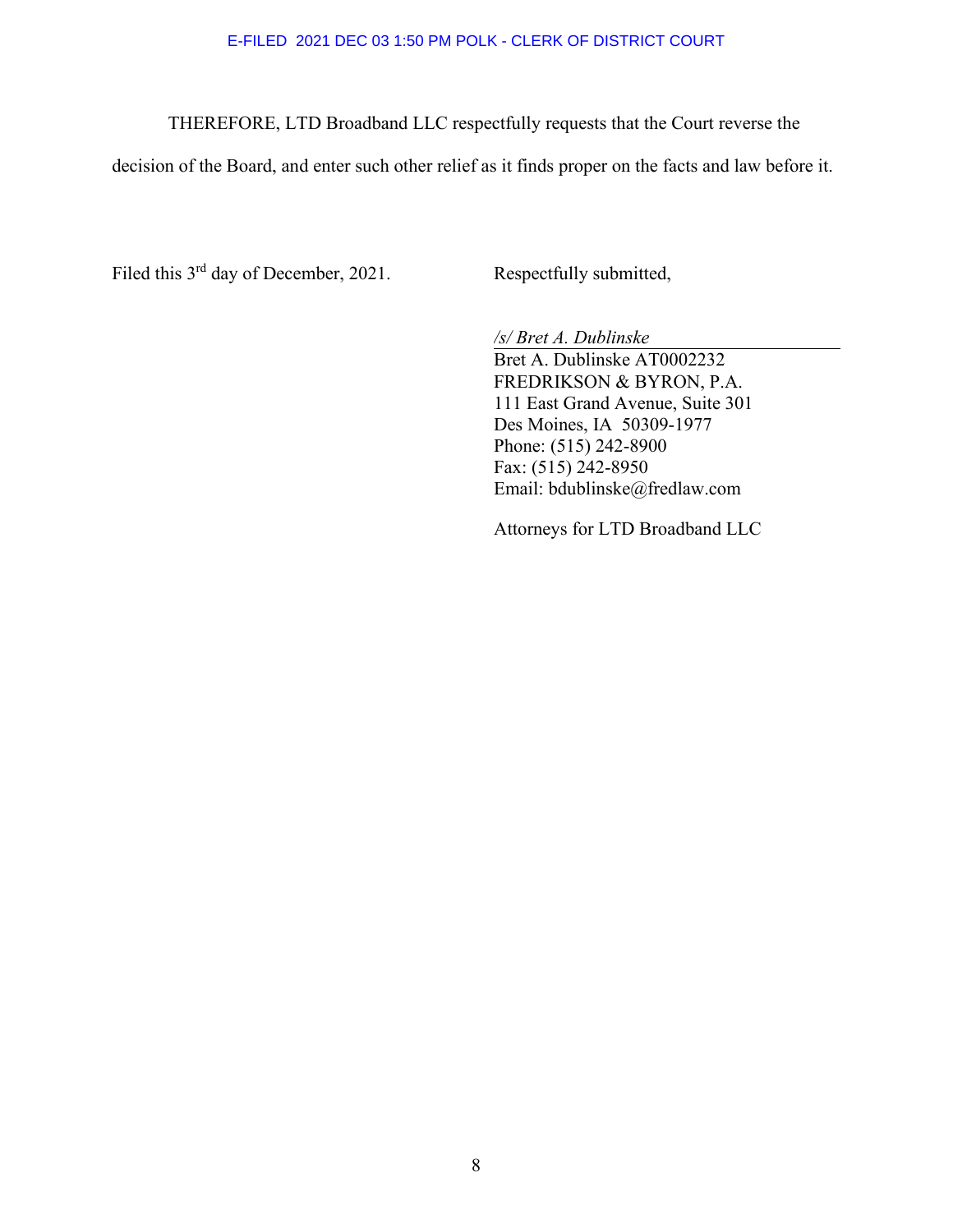THEREFORE, LTD Broadband LLC respectfully requests that the Court reverse the decision of the Board, and enter such other relief as it finds proper on the facts and law before it.

Filed this 3rd day of December, 2021.

Respectfully submitted,

*/s/ Bret A. Dublinske*
Bret A. Dublinske AT0002232
FREDRIKSON & BYRON, P.A.
111 East Grand Avenue, Suite 301
Des Moines, IA 50309-1977
Phone: (515) 242-8900
Fax: (515) 242-8950
Email: bdublinske@fredlaw.com

Attorneys for LTD Broadband LLC